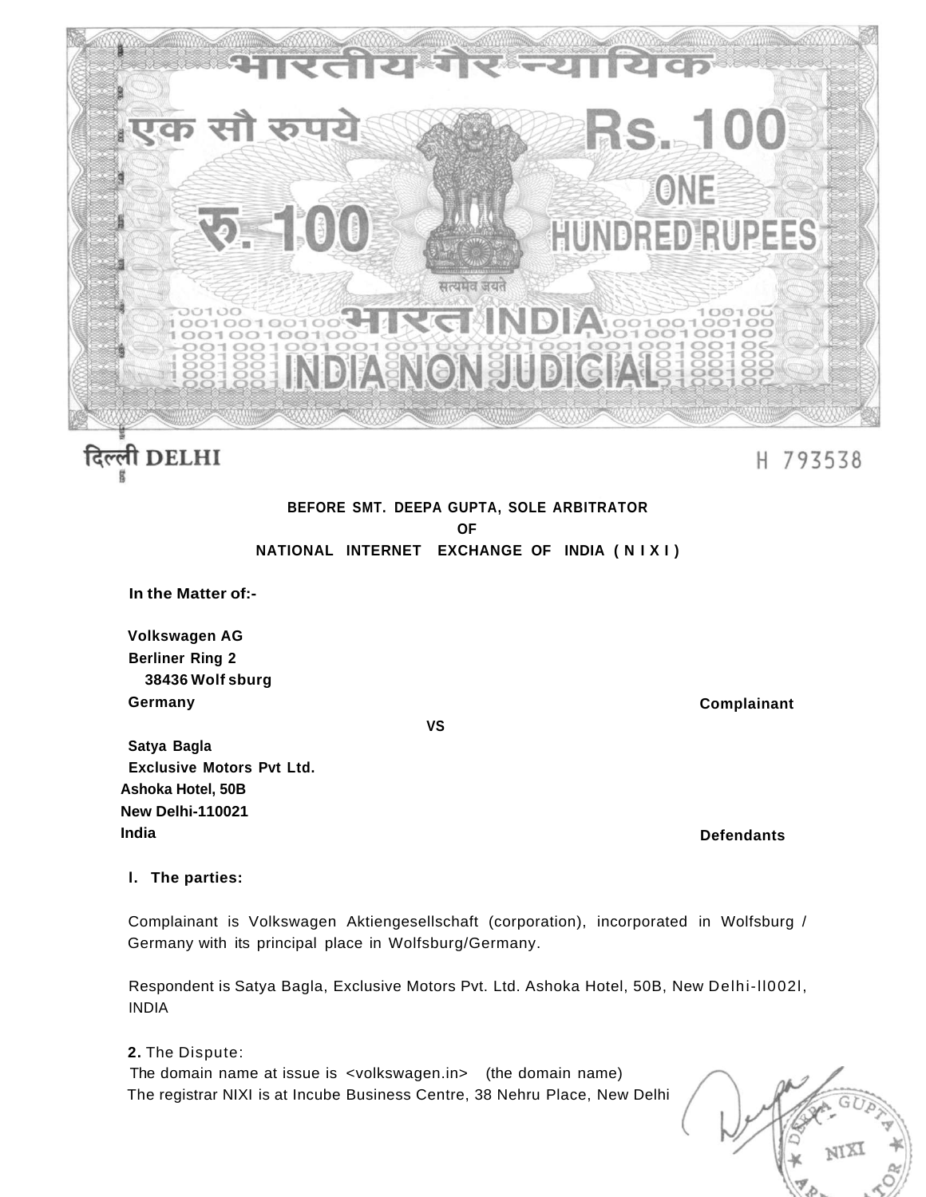भारतीय गैर न्यायिक

एक सौ रुपये Rs. 100

रु. 100 ONE HUNDRED RUPEES

सत्यमेव जयते

भारत INDIA

INDIA NON JUDICIAL

दिल्ली DELHI

H 793538

**BEFORE SMT. DEEPA GUPTA, SOLE ARBITRATOR**
**OF**
**NATIONAL INTERNET EXCHANGE OF INDIA ( N I X I )**

**In the Matter of:-**

**Volkswagen AG**
**Berliner Ring 2**
**38436 Wolf sburg**
**Germany** **Complainant**

**VS**

**Satya Bagla**
**Exclusive Motors Pvt Ltd.**
**Ashoka Hotel, 50B**
**New Delhi-110021**
**India** **Defendants**

**I. The parties:**

Complainant is Volkswagen Aktiengesellschaft (corporation), incorporated in Wolfsburg / Germany with its principal place in Wolfsburg/Germany.

Respondent is Satya Bagla, Exclusive Motors Pvt. Ltd. Ashoka Hotel, 50B, New Delhi-Il002l, INDIA

**2.** The Dispute:
The domain name at issue is <volkswagen.in> (the domain name)
The registrar NIXI is at Incube Business Centre, 38 Nehru Place, New Delhi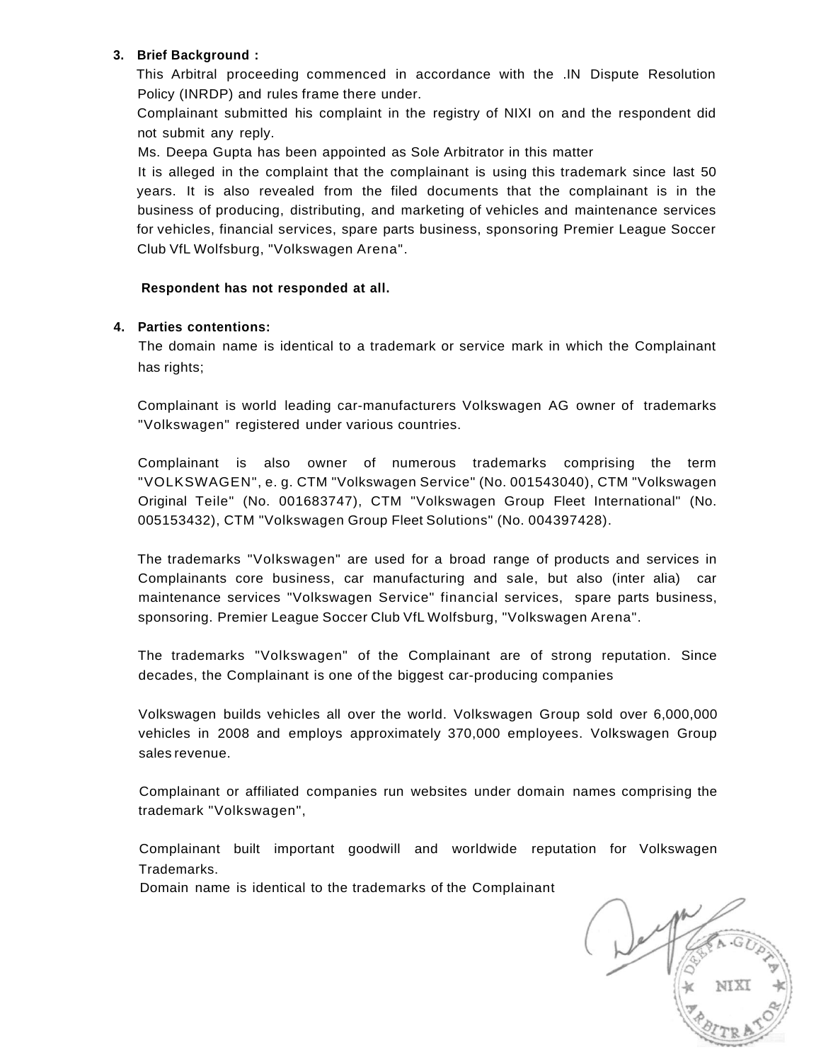**3. Brief Background :**

This Arbitral proceeding commenced in accordance with the .IN Dispute Resolution Policy (INRDP) and rules frame there under.

Complainant submitted his complaint in the registry of NIXI on and the respondent did not submit any reply.

Ms. Deepa Gupta has been appointed as Sole Arbitrator in this matter

It is alleged in the complaint that the complainant is using this trademark since last 50 years. It is also revealed from the filed documents that the complainant is in the business of producing, distributing, and marketing of vehicles and maintenance services for vehicles, financial services, spare parts business, sponsoring Premier League Soccer Club VfL Wolfsburg, "Volkswagen Arena".

**Respondent has not responded at all.**

**4. Parties contentions:**

The domain name is identical to a trademark or service mark in which the Complainant has rights;

Complainant is world leading car-manufacturers Volkswagen AG owner of trademarks "Volkswagen" registered under various countries.

Complainant is also owner of numerous trademarks comprising the term "VOLKSWAGEN", e. g. CTM "Volkswagen Service" (No. 001543040), CTM "Volkswagen Original Teile" (No. 001683747), CTM "Volkswagen Group Fleet International" (No. 005153432), CTM "Volkswagen Group Fleet Solutions" (No. 004397428).

The trademarks "Volkswagen" are used for a broad range of products and services in Complainants core business, car manufacturing and sale, but also (inter alia) car maintenance services "Volkswagen Service" financial services, spare parts business, sponsoring. Premier League Soccer Club VfL Wolfsburg, "Volkswagen Arena".

The trademarks "Volkswagen" of the Complainant are of strong reputation. Since decades, the Complainant is one of the biggest car-producing companies

Volkswagen builds vehicles all over the world. Volkswagen Group sold over 6,000,000 vehicles in 2008 and employs approximately 370,000 employees. Volkswagen Group sales revenue.

Complainant or affiliated companies run websites under domain names comprising the trademark "Volkswagen",

Complainant built important goodwill and worldwide reputation for Volkswagen Trademarks.

Domain name is identical to the trademarks of the Complainant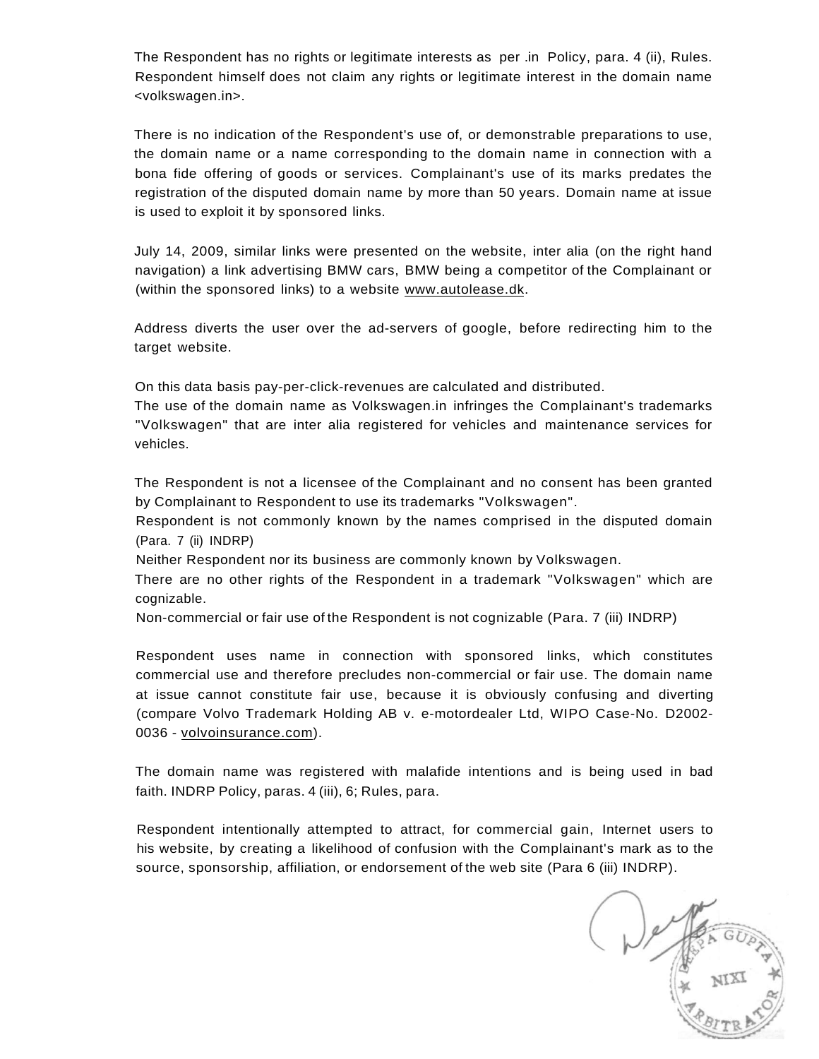The Respondent has no rights or legitimate interests as per .in Policy, para. 4 (ii), Rules. Respondent himself does not claim any rights or legitimate interest in the domain name <volkswagen.in>.

There is no indication of the Respondent's use of, or demonstrable preparations to use, the domain name or a name corresponding to the domain name in connection with a bona fide offering of goods or services. Complainant's use of its marks predates the registration of the disputed domain name by more than 50 years. Domain name at issue is used to exploit it by sponsored links.

July 14, 2009, similar links were presented on the website, inter alia (on the right hand navigation) a link advertising BMW cars, BMW being a competitor of the Complainant or (within the sponsored links) to a website www.autolease.dk.

Address diverts the user over the ad-servers of google, before redirecting him to the target website.

On this data basis pay-per-click-revenues are calculated and distributed.
The use of the domain name as Volkswagen.in infringes the Complainant's trademarks "Volkswagen" that are inter alia registered for vehicles and maintenance services for vehicles.

The Respondent is not a licensee of the Complainant and no consent has been granted by Complainant to Respondent to use its trademarks "Volkswagen".
Respondent is not commonly known by the names comprised in the disputed domain (Para. 7 (ii) INDRP)
Neither Respondent nor its business are commonly known by Volkswagen.
There are no other rights of the Respondent in a trademark "Volkswagen" which are cognizable.
Non-commercial or fair use of the Respondent is not cognizable (Para. 7 (iii) INDRP)

Respondent uses name in connection with sponsored links, which constitutes commercial use and therefore precludes non-commercial or fair use. The domain name at issue cannot constitute fair use, because it is obviously confusing and diverting (compare Volvo Trademark Holding AB v. e-motordealer Ltd, WIPO Case-No. D2002-0036 - volvoinsurance.com).

The domain name was registered with malafide intentions and is being used in bad faith. INDRP Policy, paras. 4 (iii), 6; Rules, para.

Respondent intentionally attempted to attract, for commercial gain, Internet users to his website, by creating a likelihood of confusion with the Complainant's mark as to the source, sponsorship, affiliation, or endorsement of the web site (Para 6 (iii) INDRP).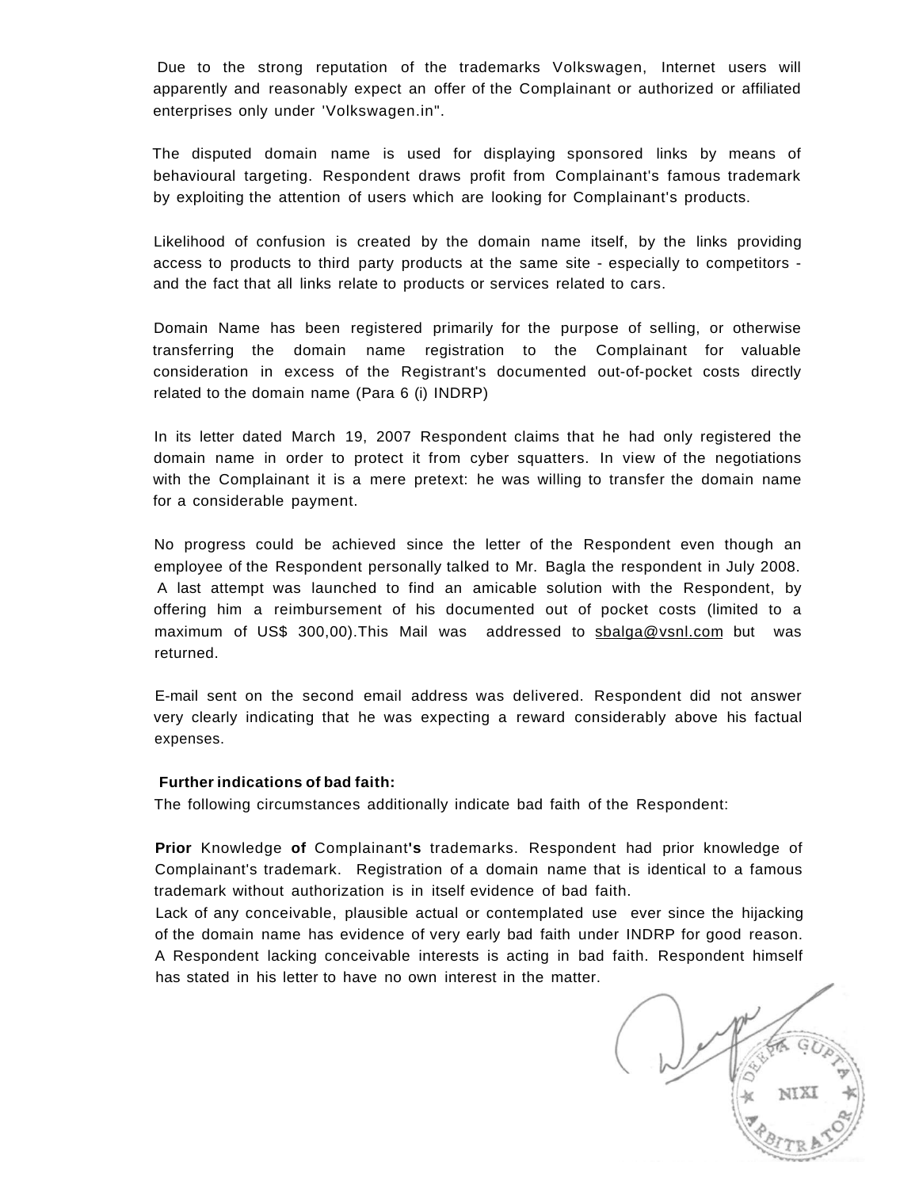Due to the strong reputation of the trademarks Volkswagen, Internet users will apparently and reasonably expect an offer of the Complainant or authorized or affiliated enterprises only under 'Volkswagen.in".

The disputed domain name is used for displaying sponsored links by means of behavioural targeting. Respondent draws profit from Complainant's famous trademark by exploiting the attention of users which are looking for Complainant's products.

Likelihood of confusion is created by the domain name itself, by the links providing access to products to third party products at the same site - especially to competitors - and the fact that all links relate to products or services related to cars.

Domain Name has been registered primarily for the purpose of selling, or otherwise transferring the domain name registration to the Complainant for valuable consideration in excess of the Registrant's documented out-of-pocket costs directly related to the domain name (Para 6 (i) INDRP)

In its letter dated March 19, 2007 Respondent claims that he had only registered the domain name in order to protect it from cyber squatters. In view of the negotiations with the Complainant it is a mere pretext: he was willing to transfer the domain name for a considerable payment.

No progress could be achieved since the letter of the Respondent even though an employee of the Respondent personally talked to Mr. Bagla the respondent in July 2008. A last attempt was launched to find an amicable solution with the Respondent, by offering him a reimbursement of his documented out of pocket costs (limited to a maximum of US$ 300,00).This Mail was addressed to sbalga@vsnl.com but was returned.

E-mail sent on the second email address was delivered. Respondent did not answer very clearly indicating that he was expecting a reward considerably above his factual expenses.

**Further indications of bad faith:**

The following circumstances additionally indicate bad faith of the Respondent:

**Prior** Knowledge **of** Complainant**'s** trademarks. Respondent had prior knowledge of Complainant's trademark. Registration of a domain name that is identical to a famous trademark without authorization is in itself evidence of bad faith.

Lack of any conceivable, plausible actual or contemplated use ever since the hijacking of the domain name has evidence of very early bad faith under INDRP for good reason. A Respondent lacking conceivable interests is acting in bad faith. Respondent himself has stated in his letter to have no own interest in the matter.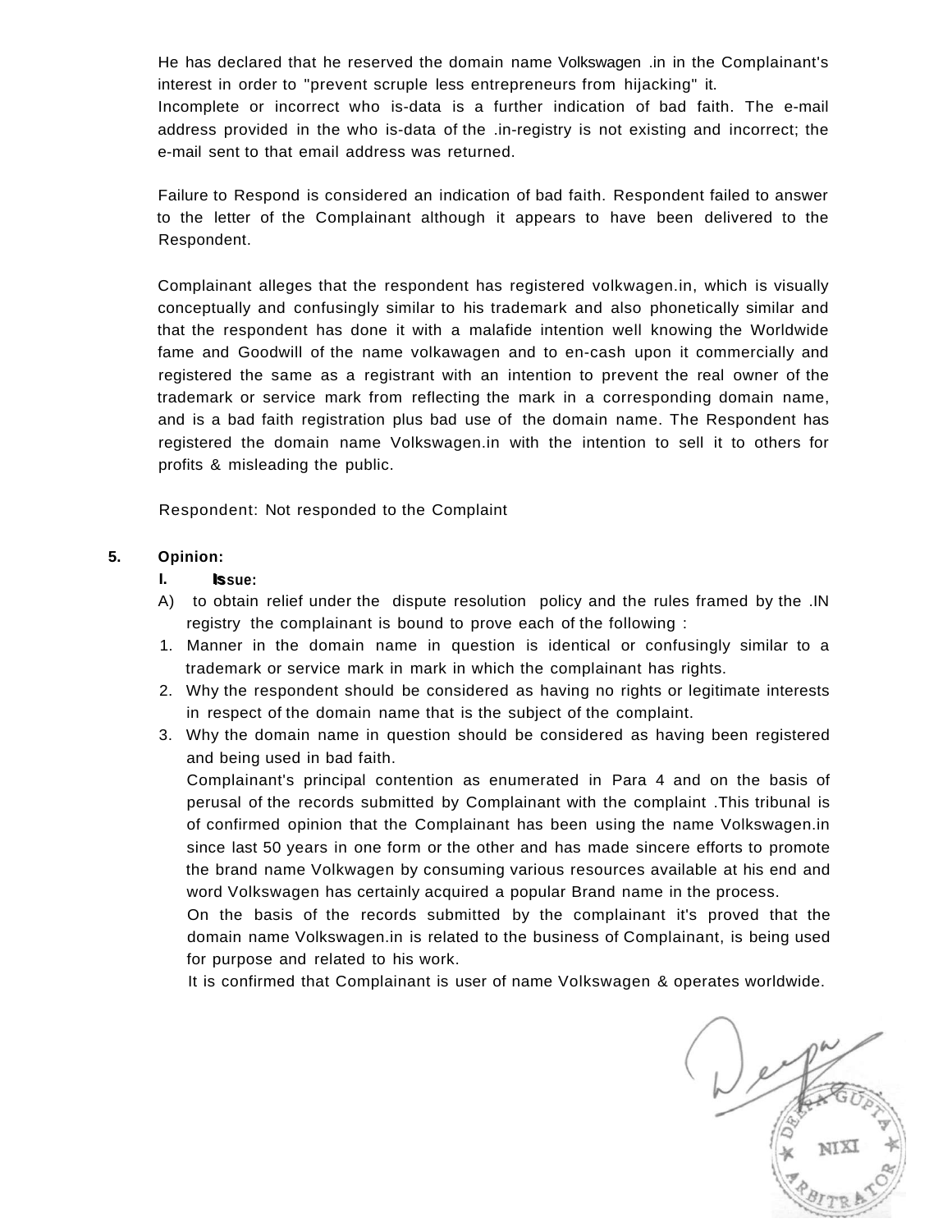He has declared that he reserved the domain name Volkswagen .in in the Complainant's interest in order to "prevent scruple less entrepreneurs from hijacking" it.
Incomplete or incorrect who is-data is a further indication of bad faith. The e-mail address provided in the who is-data of the .in-registry is not existing and incorrect; the e-mail sent to that email address was returned.

Failure to Respond is considered an indication of bad faith. Respondent failed to answer to the letter of the Complainant although it appears to have been delivered to the Respondent.

Complainant alleges that the respondent has registered volkwagen.in, which is visually conceptually and confusingly similar to his trademark and also phonetically similar and that the respondent has done it with a malafide intention well knowing the Worldwide fame and Goodwill of the name volkawagen and to en-cash upon it commercially and registered the same as a registrant with an intention to prevent the real owner of the trademark or service mark from reflecting the mark in a corresponding domain name, and is a bad faith registration plus bad use of the domain name. The Respondent has registered the domain name Volkswagen.in with the intention to sell it to others for profits & misleading the public.

Respondent: Not responded to the Complaint

**5. Opinion:**

**I. Issue:**

A) to obtain relief under the dispute resolution policy and the rules framed by the .IN registry the complainant is bound to prove each of the following :

1. Manner in the domain name in question is identical or confusingly similar to a trademark or service mark in mark in which the complainant has rights.
2. Why the respondent should be considered as having no rights or legitimate interests in respect of the domain name that is the subject of the complaint.
3. Why the domain name in question should be considered as having been registered and being used in bad faith.

Complainant's principal contention as enumerated in Para 4 and on the basis of perusal of the records submitted by Complainant with the complaint .This tribunal is of confirmed opinion that the Complainant has been using the name Volkswagen.in since last 50 years in one form or the other and has made sincere efforts to promote the brand name Volkwagen by consuming various resources available at his end and word Volkswagen has certainly acquired a popular Brand name in the process.

On the basis of the records submitted by the complainant it's proved that the domain name Volkswagen.in is related to the business of Complainant, is being used for purpose and related to his work.

It is confirmed that Complainant is user of name Volkswagen & operates worldwide.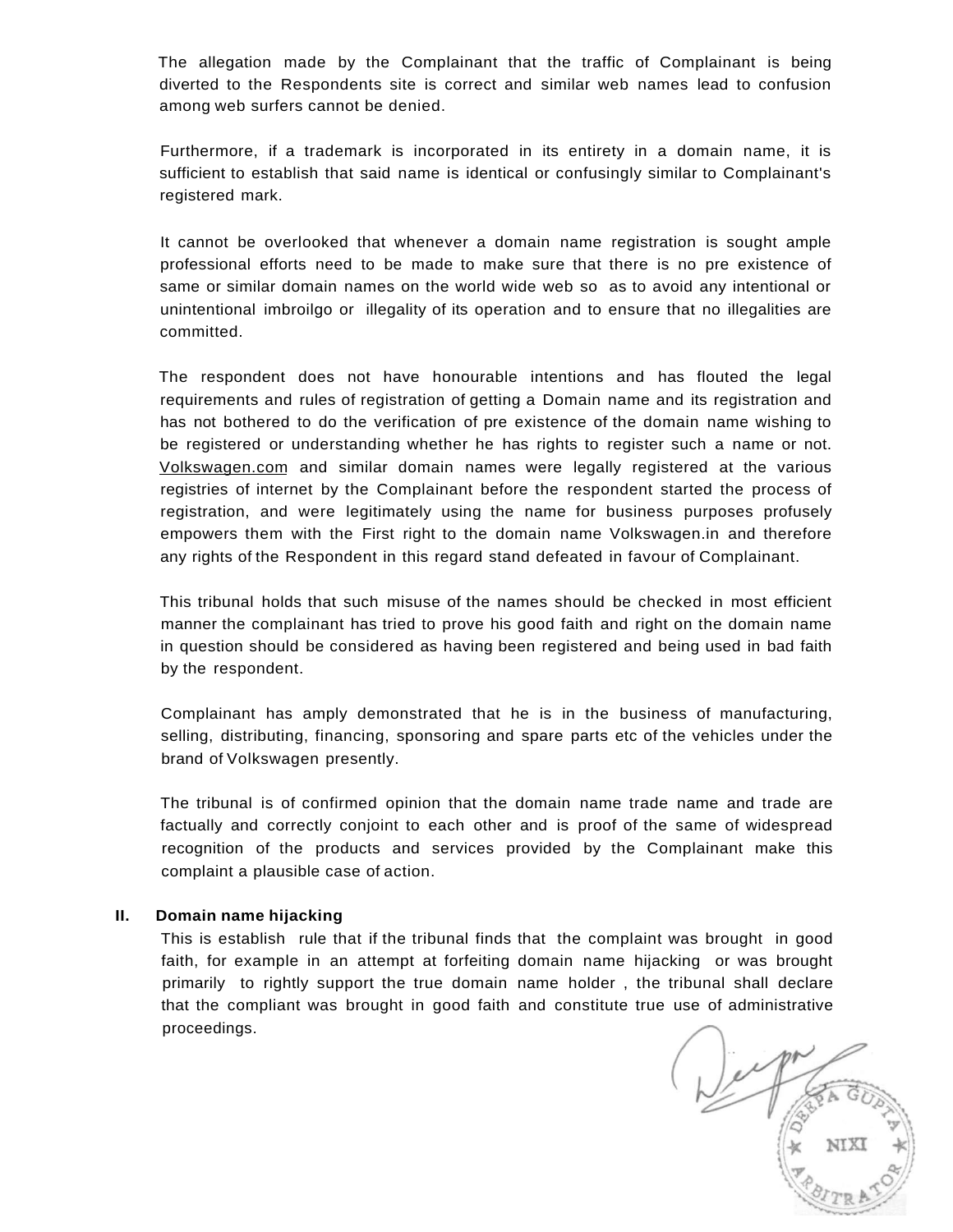The allegation made by the Complainant that the traffic of Complainant is being diverted to the Respondents site is correct and similar web names lead to confusion among web surfers cannot be denied.

Furthermore, if a trademark is incorporated in its entirety in a domain name, it is sufficient to establish that said name is identical or confusingly similar to Complainant's registered mark.

It cannot be overlooked that whenever a domain name registration is sought ample professional efforts need to be made to make sure that there is no pre existence of same or similar domain names on the world wide web so as to avoid any intentional or unintentional imbroilgo or illegality of its operation and to ensure that no illegalities are committed.

The respondent does not have honourable intentions and has flouted the legal requirements and rules of registration of getting a Domain name and its registration and has not bothered to do the verification of pre existence of the domain name wishing to be registered or understanding whether he has rights to register such a name or not. Volkswagen.com and similar domain names were legally registered at the various registries of internet by the Complainant before the respondent started the process of registration, and were legitimately using the name for business purposes profusely empowers them with the First right to the domain name Volkswagen.in and therefore any rights of the Respondent in this regard stand defeated in favour of Complainant.

This tribunal holds that such misuse of the names should be checked in most efficient manner the complainant has tried to prove his good faith and right on the domain name in question should be considered as having been registered and being used in bad faith by the respondent.

Complainant has amply demonstrated that he is in the business of manufacturing, selling, distributing, financing, sponsoring and spare parts etc of the vehicles under the brand of Volkswagen presently.

The tribunal is of confirmed opinion that the domain name trade name and trade are factually and correctly conjoint to each other and is proof of the same of widespread recognition of the products and services provided by the Complainant make this complaint a plausible case of action.

**II. Domain name hijacking**

This is establish rule that if the tribunal finds that the complaint was brought in good faith, for example in an attempt at forfeiting domain name hijacking or was brought primarily to rightly support the true domain name holder , the tribunal shall declare that the compliant was brought in good faith and constitute true use of administrative proceedings.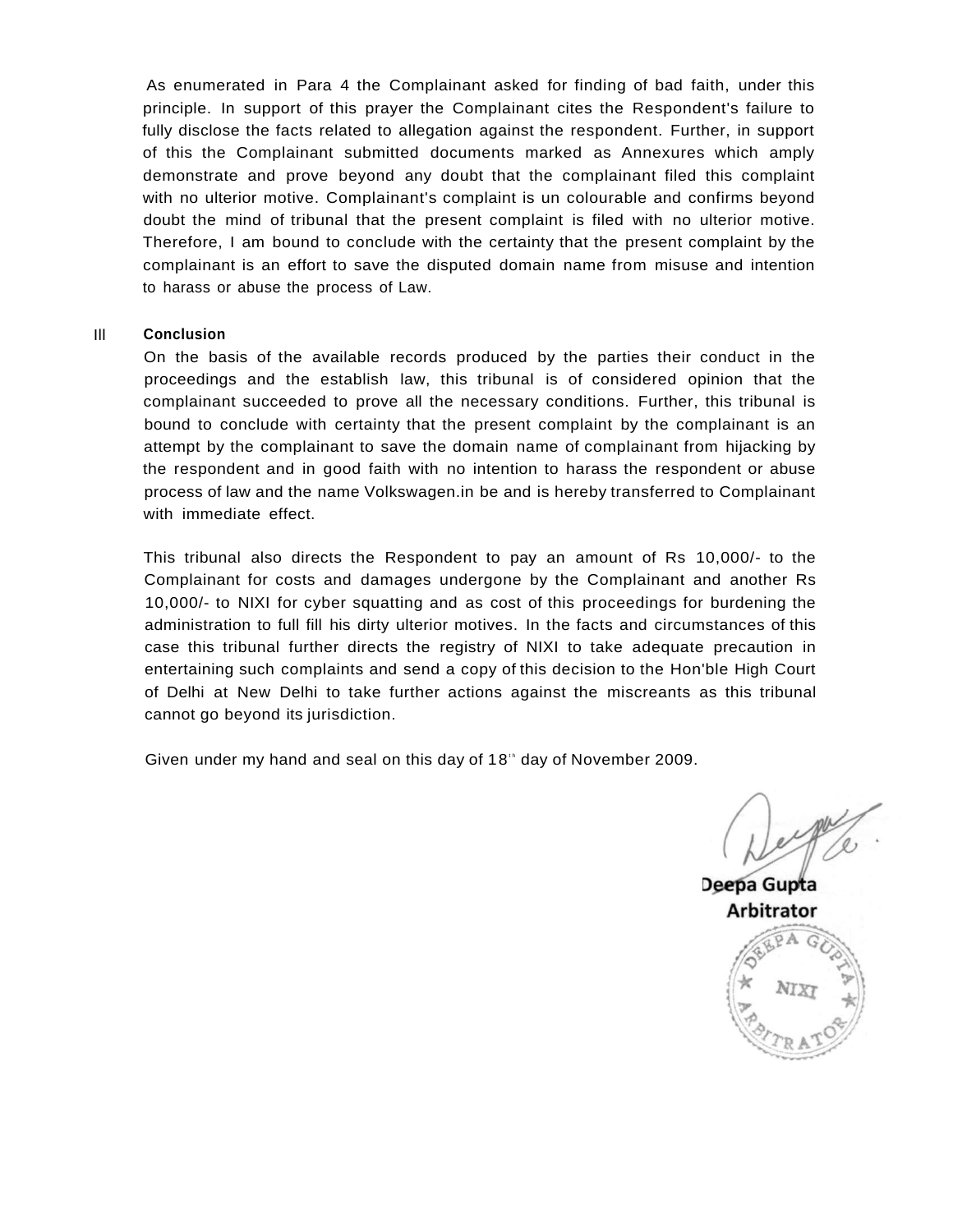As enumerated in Para 4 the Complainant asked for finding of bad faith, under this principle. In support of this prayer the Complainant cites the Respondent's failure to fully disclose the facts related to allegation against the respondent. Further, in support of this the Complainant submitted documents marked as Annexures which amply demonstrate and prove beyond any doubt that the complainant filed this complaint with no ulterior motive. Complainant's complaint is un colourable and confirms beyond doubt the mind of tribunal that the present complaint is filed with no ulterior motive. Therefore, I am bound to conclude with the certainty that the present complaint by the complainant is an effort to save the disputed domain name from misuse and intention to harass or abuse the process of Law.

## III Conclusion

On the basis of the available records produced by the parties their conduct in the proceedings and the establish law, this tribunal is of considered opinion that the complainant succeeded to prove all the necessary conditions. Further, this tribunal is bound to conclude with certainty that the present complaint by the complainant is an attempt by the complainant to save the domain name of complainant from hijacking by the respondent and in good faith with no intention to harass the respondent or abuse process of law and the name Volkswagen.in be and is hereby transferred to Complainant with immediate effect.

This tribunal also directs the Respondent to pay an amount of Rs 10,000/- to the Complainant for costs and damages undergone by the Complainant and another Rs 10,000/- to NIXI for cyber squatting and as cost of this proceedings for burdening the administration to full fill his dirty ulterior motives. In the facts and circumstances of this case this tribunal further directs the registry of NIXI to take adequate precaution in entertaining such complaints and send a copy of this decision to the Hon'ble High Court of Delhi at New Delhi to take further actions against the miscreants as this tribunal cannot go beyond its jurisdiction.

Given under my hand and seal on this day of 18th day of November 2009.

**Deepa Gupta**
**Arbitrator**